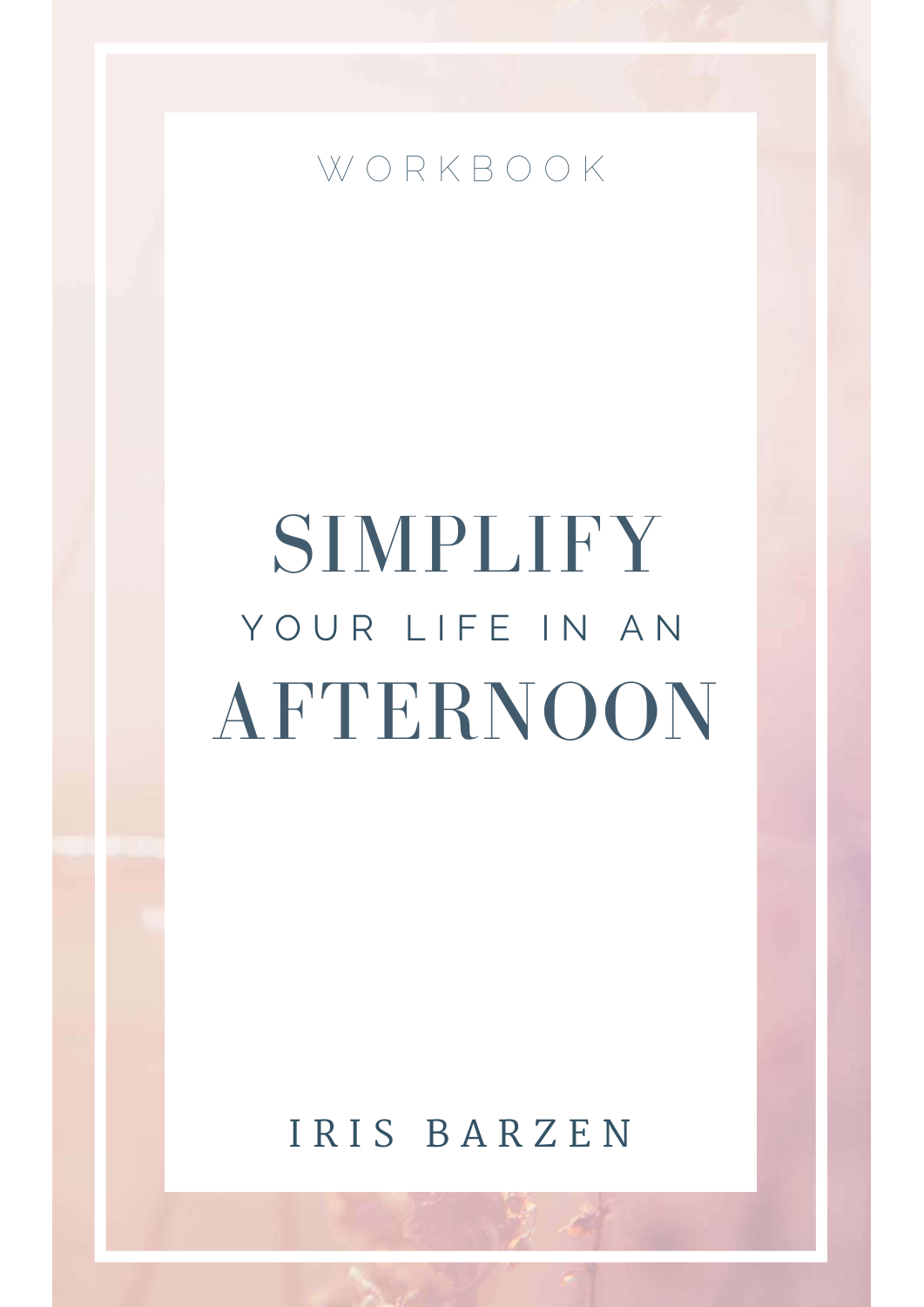WORKBOOK

# SIMPLIFY YOUR LIFE IN AN AFTERNOON

IRIS BARZEN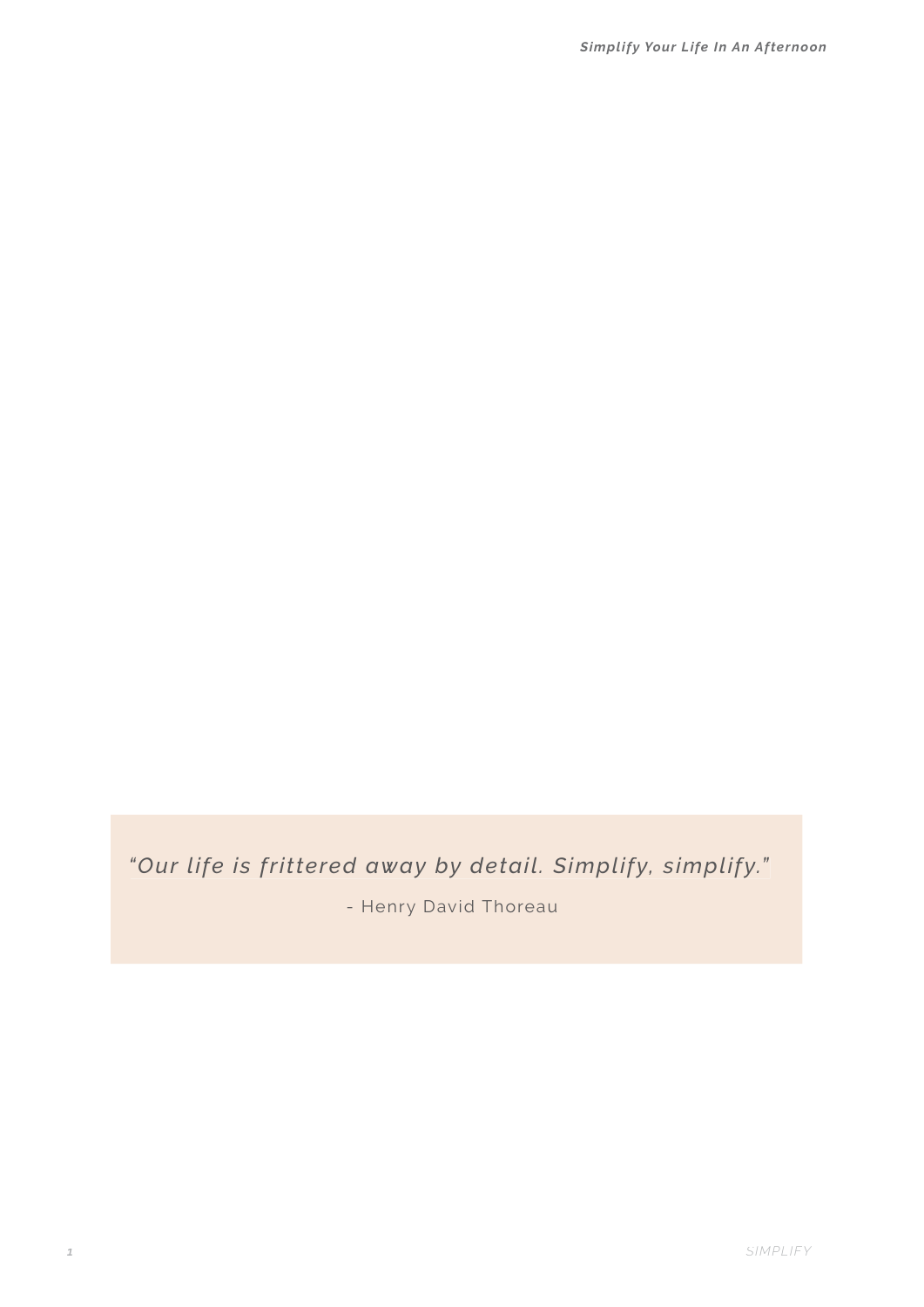> *"Our life is frittered away by detail. Simplify, simplify."*
>
> - Henry David Thoreau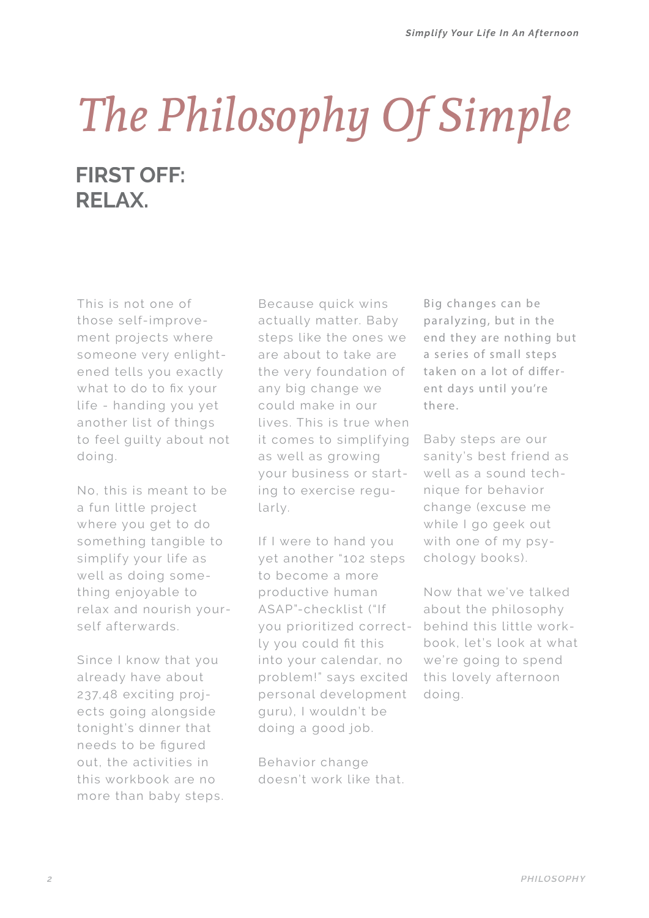# The Philosophy Of Simple

## FIRST OFF: RELAX.

This is not one of those self-improvement projects where someone very enlightened tells you exactly what to do to fix your life - handing you yet another list of things to feel guilty about not doing.

No, this is meant to be a fun little project where you get to do something tangible to simplify your life as well as doing something enjoyable to relax and nourish yourself afterwards.

Since I know that you already have about 237,48 exciting projects going alongside tonight's dinner that needs to be figured out, the activities in this workbook are no more than baby steps.

Because quick wins actually matter. Baby steps like the ones we are about to take are the very foundation of any big change we could make in our lives. This is true when it comes to simplifying as well as growing your business or starting to exercise regularly.

If I were to hand you yet another "102 steps to become a more productive human ASAP"-checklist ("If you prioritized correctly you could fit this into your calendar, no problem!" says excited personal development guru), I wouldn't be doing a good job.

Behavior change doesn't work like that.

Big changes can be paralyzing, but in the end they are nothing but a series of small steps taken on a lot of different days until you're there.

Baby steps are our sanity's best friend as well as a sound technique for behavior change (excuse me while I go geek out with one of my psychology books).

Now that we've talked about the philosophy behind this little workbook, let's look at what we're going to spend this lovely afternoon doing.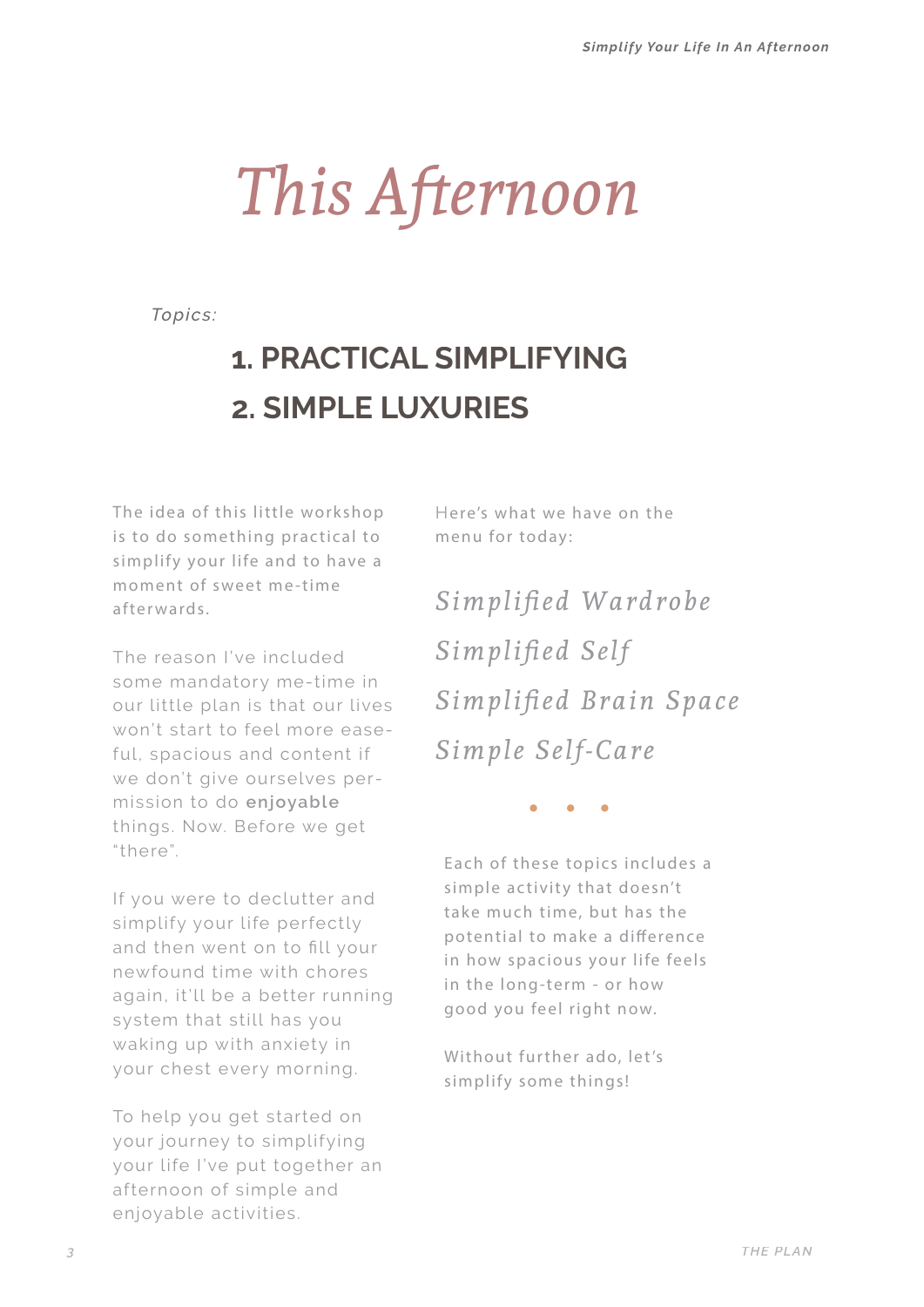# This Afternoon

*Topics:*

## 1. PRACTICAL SIMPLIFYING

## 2. SIMPLE LUXURIES

The idea of this little workshop is to do something practical to simplify your life and to have a moment of sweet me-time afterwards.

The reason I've included some mandatory me-time in our little plan is that our lives won't start to feel more ease-ful, spacious and content if we don't give ourselves per-mission to do **enjoyable** things. Now. Before we get "there".

If you were to declutter and simplify your life perfectly and then went on to fill your newfound time with chores again, it'll be a better running system that still has you waking up with anxiety in your chest every morning.

To help you get started on your journey to simplifying your life I've put together an afternoon of simple and enjoyable activities.

Here's what we have on the menu for today:

*Simplified Wardrobe*

*Simplified Self*

*Simplified Brain Space*

*Simple Self-Care*

• • •

Each of these topics includes a simple activity that doesn't take much time, but has the potential to make a difference in how spacious your life feels in the long-term - or how good you feel right now.

Without further ado, let's simplify some things!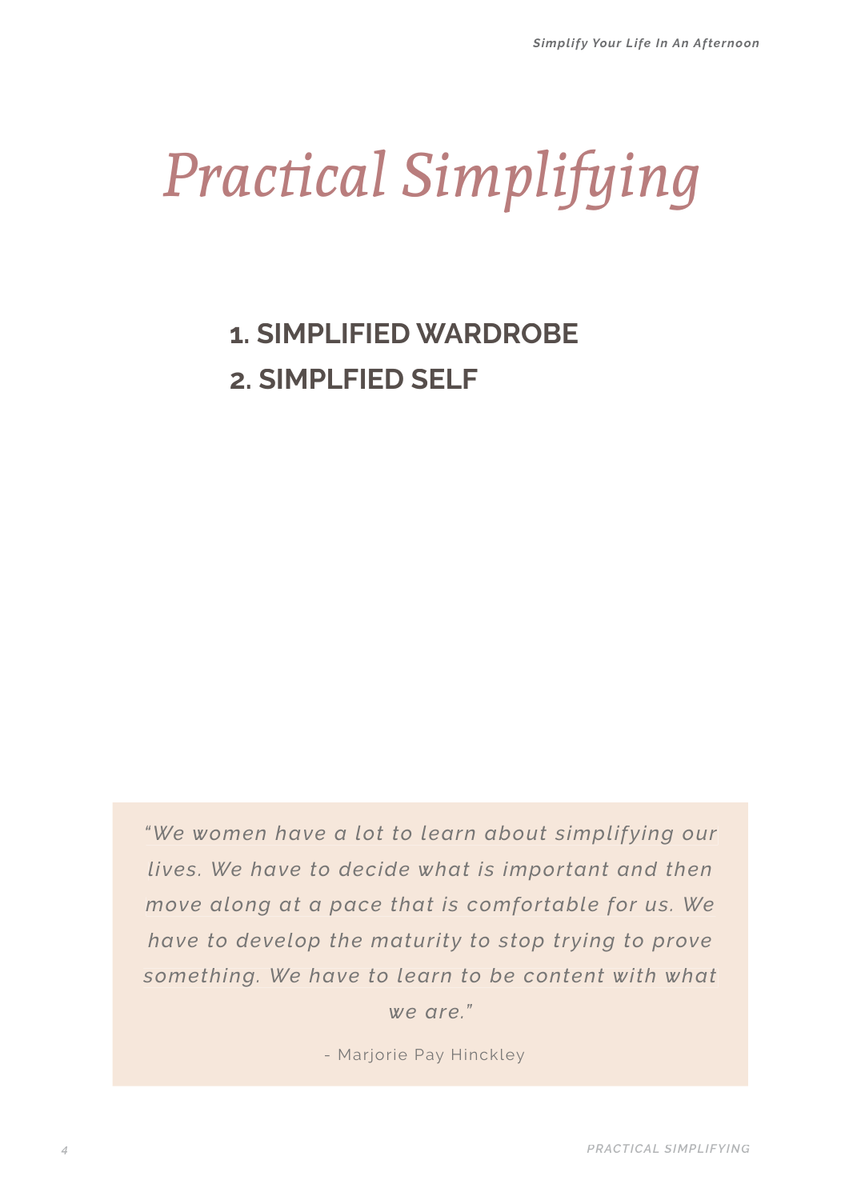# *Practical Simplifying*

1. **SIMPLIFIED WARDROBE**
2. **SIMPLFIED SELF**

> *"We women have a lot to learn about simplifying our lives. We have to decide what is important and then move along at a pace that is comfortable for us. We have to develop the maturity to stop trying to prove something. We have to learn to be content with what we are."*
>
> \- Marjorie Pay Hinckley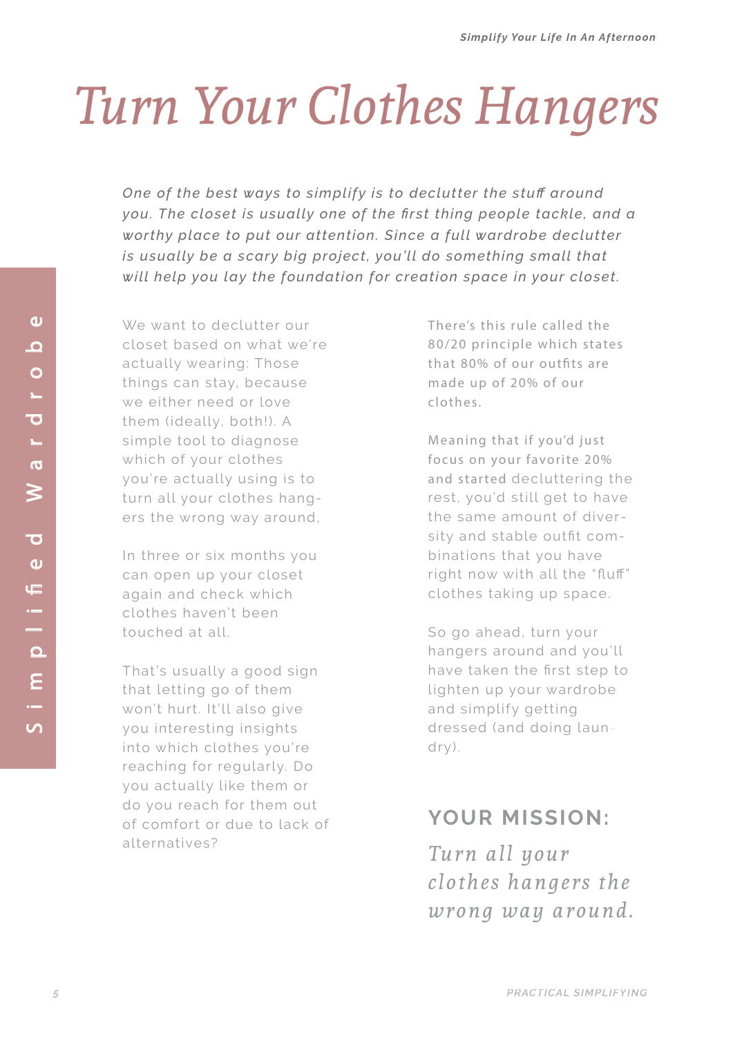# Turn Your Clothes Hangers

*One of the best ways to simplify is to declutter the stuff around you. The closet is usually one of the first thing people tackle, and a worthy place to put our attention. Since a full wardrobe declutter is usually be a scary big project, you'll do something small that will help you lay the foundation for creation space in your closet.*

We want to declutter our closet based on what we're actually wearing: Those things can stay, because we either need or love them (ideally, both!). A simple tool to diagnose which of your clothes you're actually using is to turn all your clothes hangers the wrong way around,

In three or six months you can open up your closet again and check which clothes haven't been touched at all.

That's usually a good sign that letting go of them won't hurt. It'll also give you interesting insights into which clothes you're reaching for regularly. Do you actually like them or do you reach for them out of comfort or due to lack of alternatives?

There's this rule called the 80/20 principle which states that 80% of our outfits are made up of 20% of our clothes.

Meaning that if you'd just focus on your favorite 20% and started decluttering the rest, you'd still get to have the same amount of diversity and stable outfit combinations that you have right now with all the "fluff" clothes taking up space.

So go ahead, turn your hangers around and you'll have taken the first step to lighten up your wardrobe and simplify getting dressed (and doing laundry).

## YOUR MISSION:

*Turn all your clothes hangers the wrong way around.*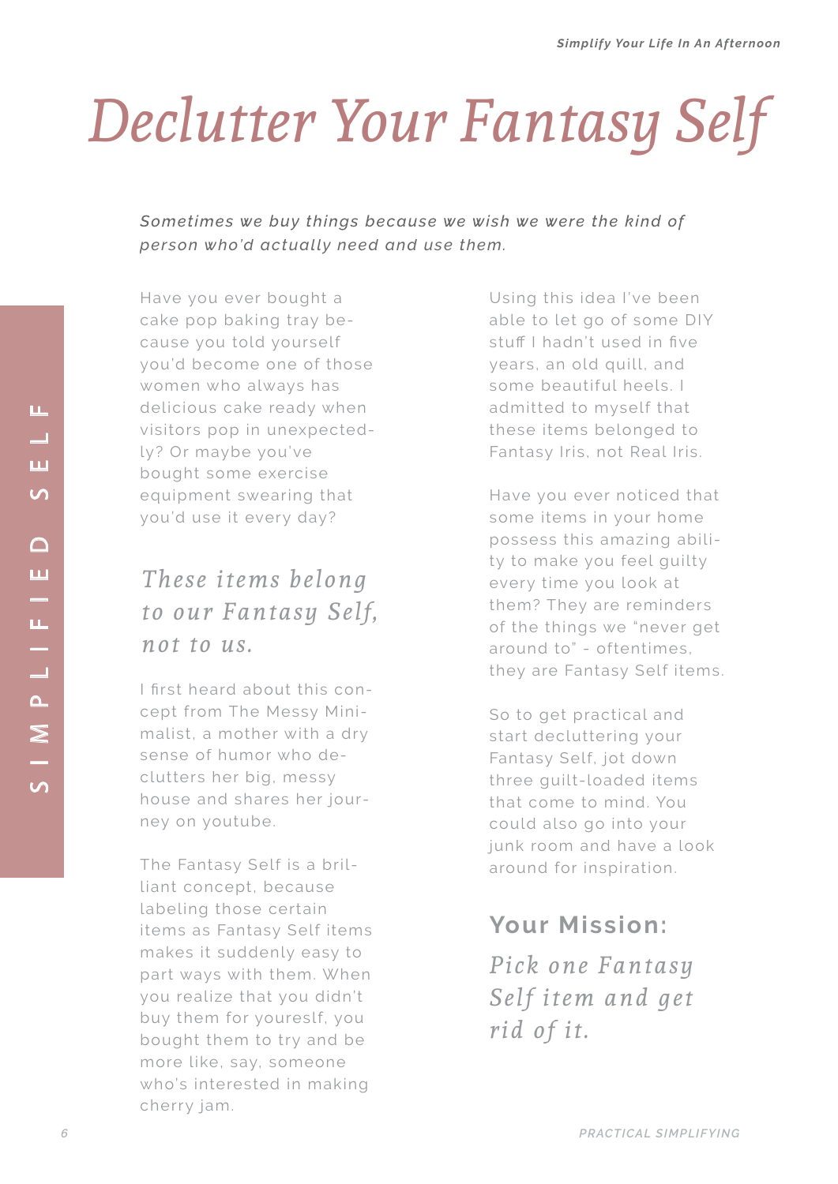# Declutter Your Fantasy Self

*Sometimes we buy things because we wish we were the kind of person who'd actually need and use them.*

Have you ever bought a cake pop baking tray because you told yourself you'd become one of those women who always has delicious cake ready when visitors pop in unexpectedly? Or maybe you've bought some exercise equipment swearing that you'd use it every day?

## *These items belong to our Fantasy Self, not to us.*

I first heard about this concept from The Messy Minimalist, a mother with a dry sense of humor who declutters her big, messy house and shares her journey on youtube.

The Fantasy Self is a brilliant concept, because labeling those certain items as Fantasy Self items makes it suddenly easy to part ways with them. When you realize that you didn't buy them for youreslf, you bought them to try and be more like, say, someone who's interested in making cherry jam.

Using this idea I've been able to let go of some DIY stuff I hadn't used in five years, an old quill, and some beautiful heels. I admitted to myself that these items belonged to Fantasy Iris, not Real Iris.

Have you ever noticed that some items in your home possess this amazing ability to make you feel guilty every time you look at them? They are reminders of the things we "never get around to" - oftentimes, they are Fantasy Self items.

So to get practical and start decluttering your Fantasy Self, jot down three guilt-loaded items that come to mind. You could also go into your junk room and have a look around for inspiration.

### Your Mission:

*Pick one Fantasy Self item and get rid of it.*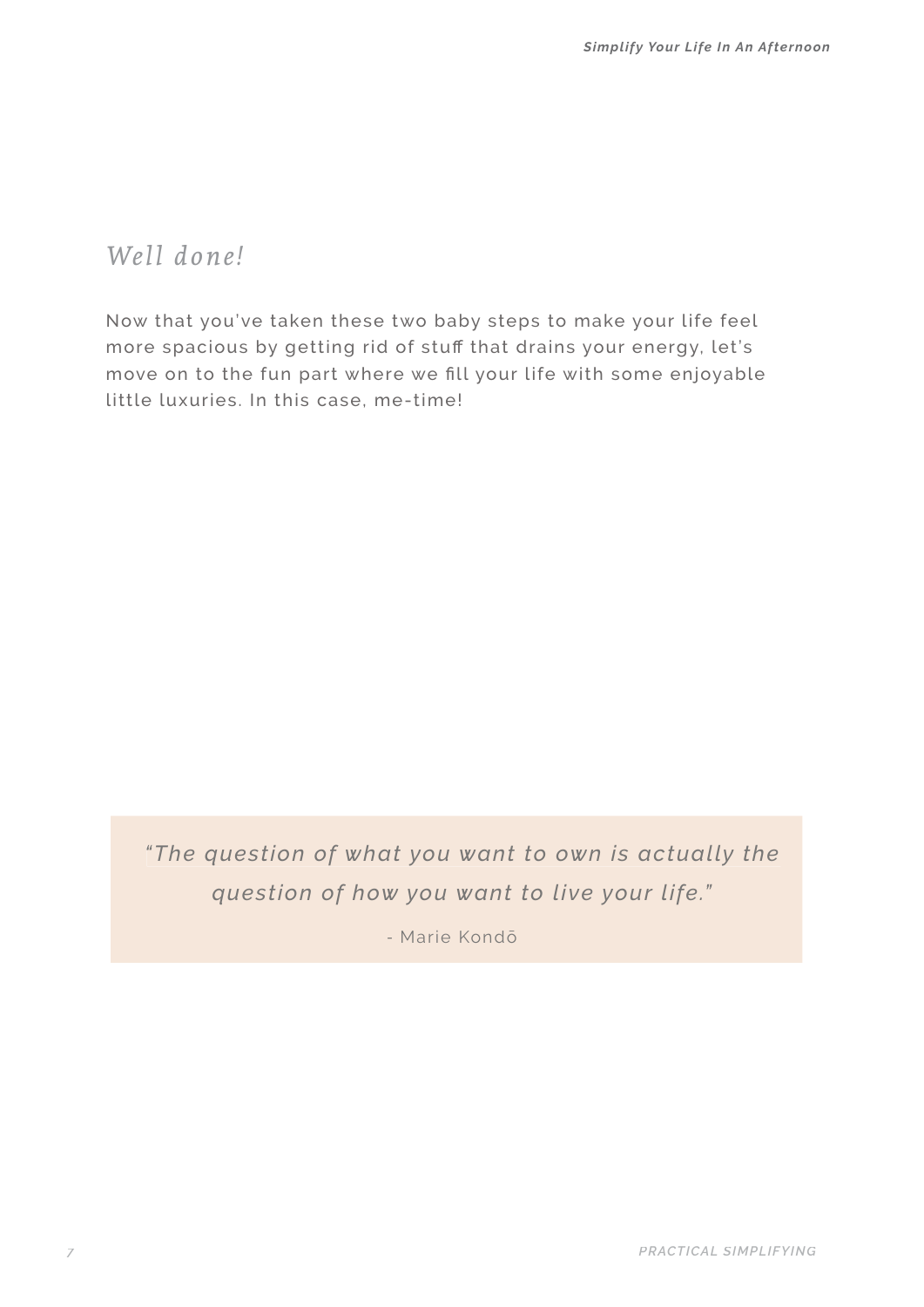## *Well done!*

Now that you've taken these two baby steps to make your life feel more spacious by getting rid of stuff that drains your energy, let's move on to the fun part where we fill your life with some enjoyable little luxuries. In this case, me-time!

> *"The question of what you want to own is actually the question of how you want to live your life."*
>
> \- Marie Kondō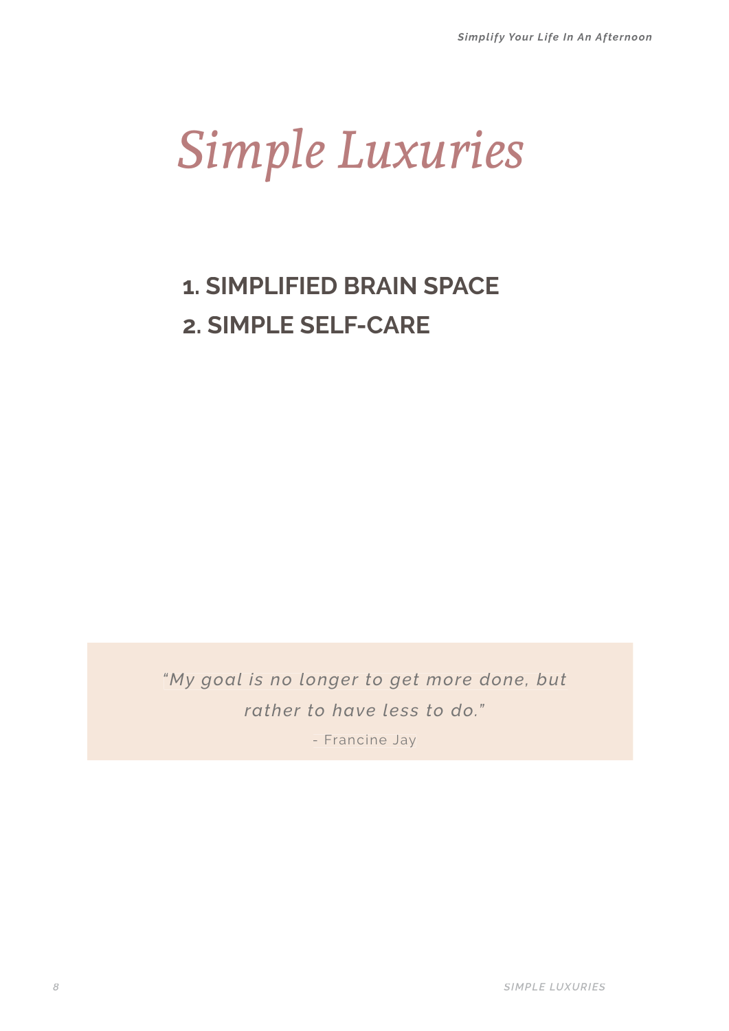# *Simple Luxuries*

1. **SIMPLIFIED BRAIN SPACE**
2. **SIMPLE SELF-CARE**

> *"My goal is no longer to get more done, but rather to have less to do."*
>
> - Francine Jay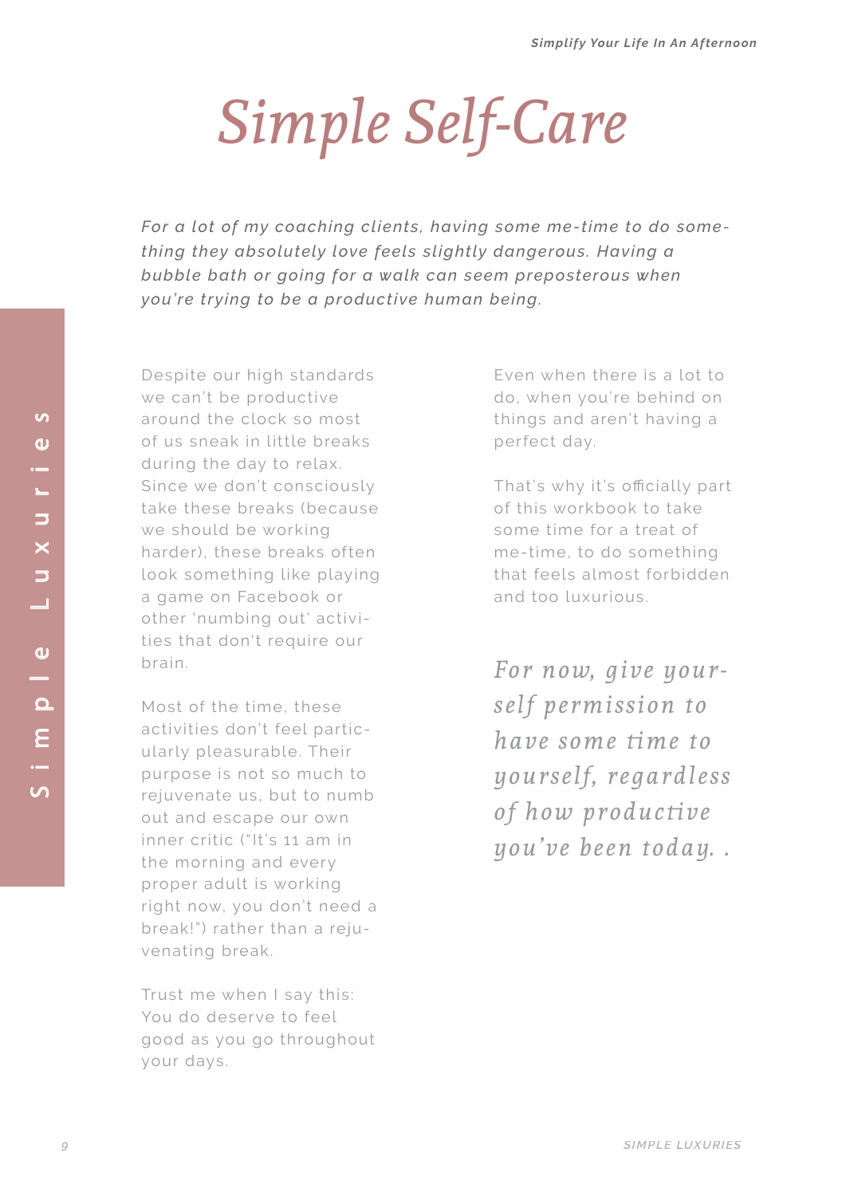# Simple Self-Care

*For a lot of my coaching clients, having some me-time to do something they absolutely love feels slightly dangerous. Having a bubble bath or going for a walk can seem preposterous when you're trying to be a productive human being.*

Despite our high standards we can't be productive around the clock so most of us sneak in little breaks during the day to relax. Since we don't consciously take these breaks (because we should be working harder), these breaks often look something like playing a game on Facebook or other 'numbing out' activities that don't require our brain.

Most of the time, these activities don't feel particularly pleasurable. Their purpose is not so much to rejuvenate us, but to numb out and escape our own inner critic ("It's 11 am in the morning and every proper adult is working right now, you don't need a break!") rather than a rejuvenating break.

Trust me when I say this: You do deserve to feel good as you go throughout your days. Even when there is a lot to do, when you're behind on things and aren't having a perfect day.

That's why it's officially part of this workbook to take some time for a treat of me-time, to do something that feels almost forbidden and too luxurious.

*For now, give yourself permission to have some time to yourself, regardless of how productive you've been today. .*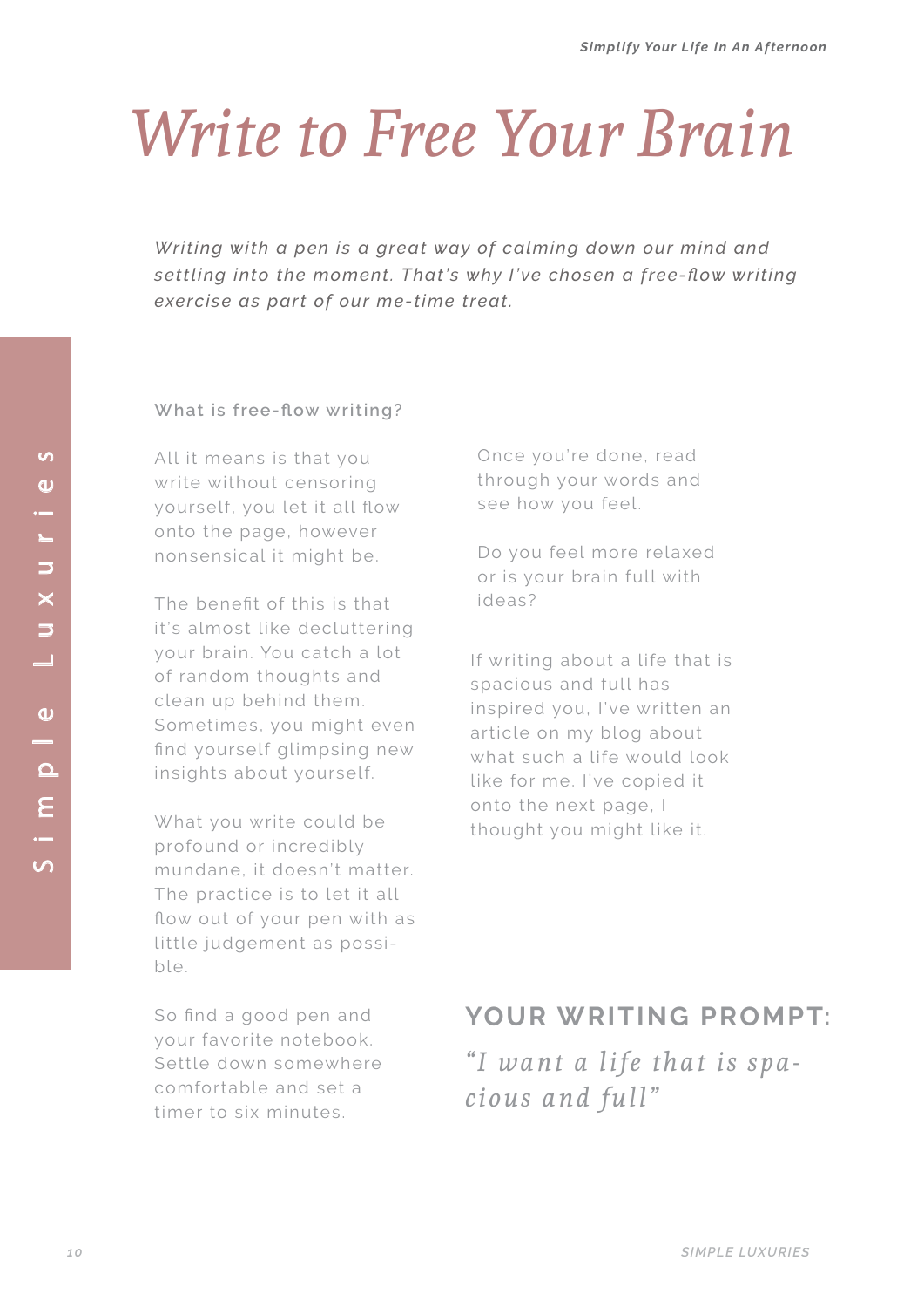# Write to Free Your Brain

*Writing with a pen is a great way of calming down our mind and settling into the moment. That's why I've chosen a free-flow writing exercise as part of our me-time treat.*

### What is free-flow writing?

All it means is that you write without censoring yourself, you let it all flow onto the page, however nonsensical it might be.

The benefit of this is that it's almost like decluttering your brain. You catch a lot of random thoughts and clean up behind them. Sometimes, you might even find yourself glimpsing new insights about yourself.

What you write could be profound or incredibly mundane, it doesn't matter. The practice is to let it all flow out of your pen with as little judgement as possible.

So find a good pen and your favorite notebook. Settle down somewhere comfortable and set a timer to six minutes.

Once you're done, read through your words and see how you feel.

Do you feel more relaxed or is your brain full with ideas?

If writing about a life that is spacious and full has inspired you, I've written an article on my blog about what such a life would look like for me. I've copied it onto the next page, I thought you might like it.

## YOUR WRITING PROMPT:

*"I want a life that is spacious and full"*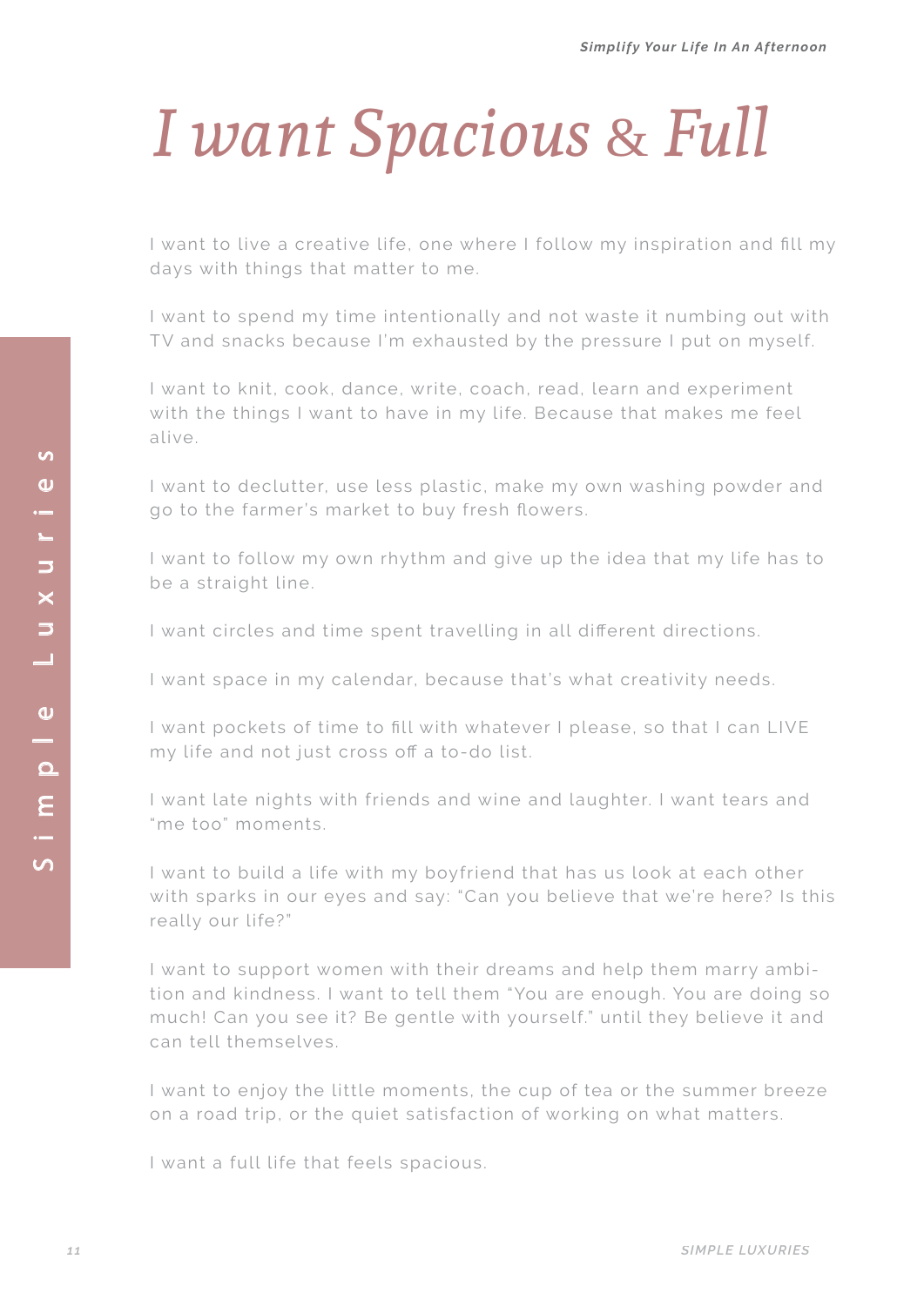# *I want Spacious & Full*

I want to live a creative life, one where I follow my inspiration and fill my days with things that matter to me.

I want to spend my time intentionally and not waste it numbing out with TV and snacks because I'm exhausted by the pressure I put on myself.

I want to knit, cook, dance, write, coach, read, learn and experiment with the things I want to have in my life. Because that makes me feel alive.

I want to declutter, use less plastic, make my own washing powder and go to the farmer's market to buy fresh flowers.

I want to follow my own rhythm and give up the idea that my life has to be a straight line.

I want circles and time spent travelling in all different directions.

I want space in my calendar, because that's what creativity needs.

I want pockets of time to fill with whatever I please, so that I can LIVE my life and not just cross off a to-do list.

I want late nights with friends and wine and laughter. I want tears and "me too" moments.

I want to build a life with my boyfriend that has us look at each other with sparks in our eyes and say: "Can you believe that we're here? Is this really our life?"

I want to support women with their dreams and help them marry ambition and kindness. I want to tell them "You are enough. You are doing so much! Can you see it? Be gentle with yourself." until they believe it and can tell themselves.

I want to enjoy the little moments, the cup of tea or the summer breeze on a road trip, or the quiet satisfaction of working on what matters.

I want a full life that feels spacious.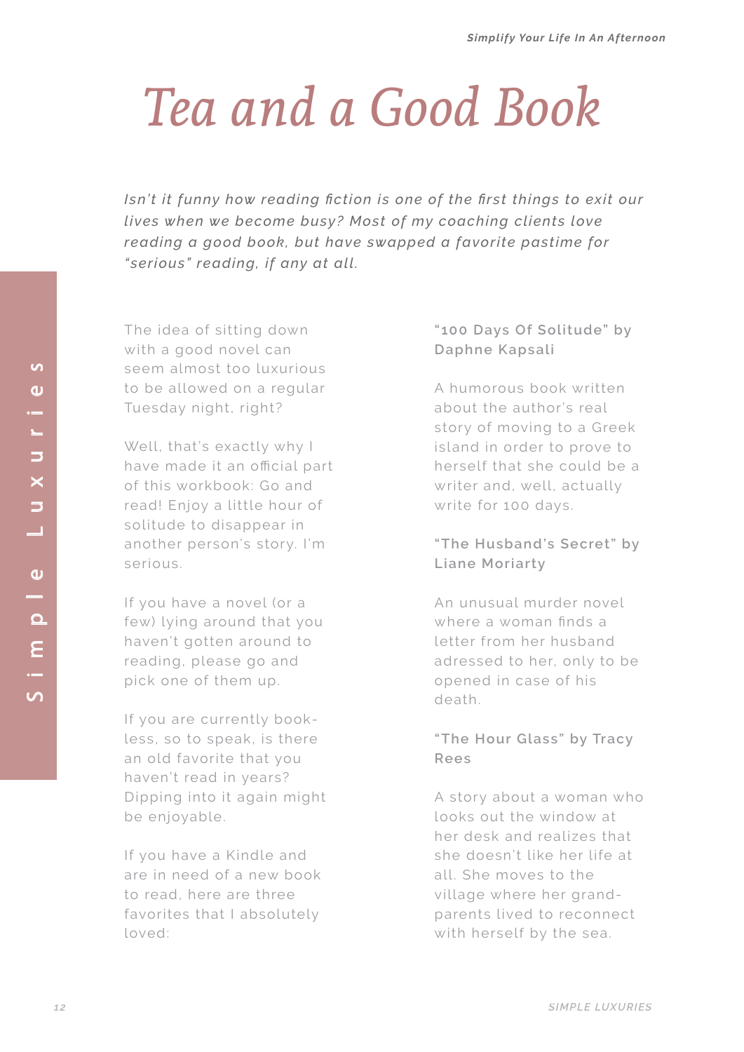# Tea and a Good Book

*Isn't it funny how reading fiction is one of the first things to exit our lives when we become busy? Most of my coaching clients love reading a good book, but have swapped a favorite pastime for "serious" reading, if any at all.*

The idea of sitting down with a good novel can seem almost too luxurious to be allowed on a regular Tuesday night, right?

Well, that's exactly why I have made it an official part of this workbook: Go and read! Enjoy a little hour of solitude to disappear in another person's story. I'm serious.

If you have a novel (or a few) lying around that you haven't gotten around to reading, please go and pick one of them up.

If you are currently book-less, so to speak, is there an old favorite that you haven't read in years? Dipping into it again might be enjoyable.

If you have a Kindle and are in need of a new book to read, here are three favorites that I absolutely loved:

**"100 Days Of Solitude" by Daphne Kapsali**

A humorous book written about the author's real story of moving to a Greek island in order to prove to herself that she could be a writer and, well, actually write for 100 days.

**"The Husband's Secret" by Liane Moriarty**

An unusual murder novel where a woman finds a letter from her husband adressed to her, only to be opened in case of his death.

**"The Hour Glass" by Tracy Rees**

A story about a woman who looks out the window at her desk and realizes that she doesn't like her life at all. She moves to the village where her grand-parents lived to reconnect with herself by the sea.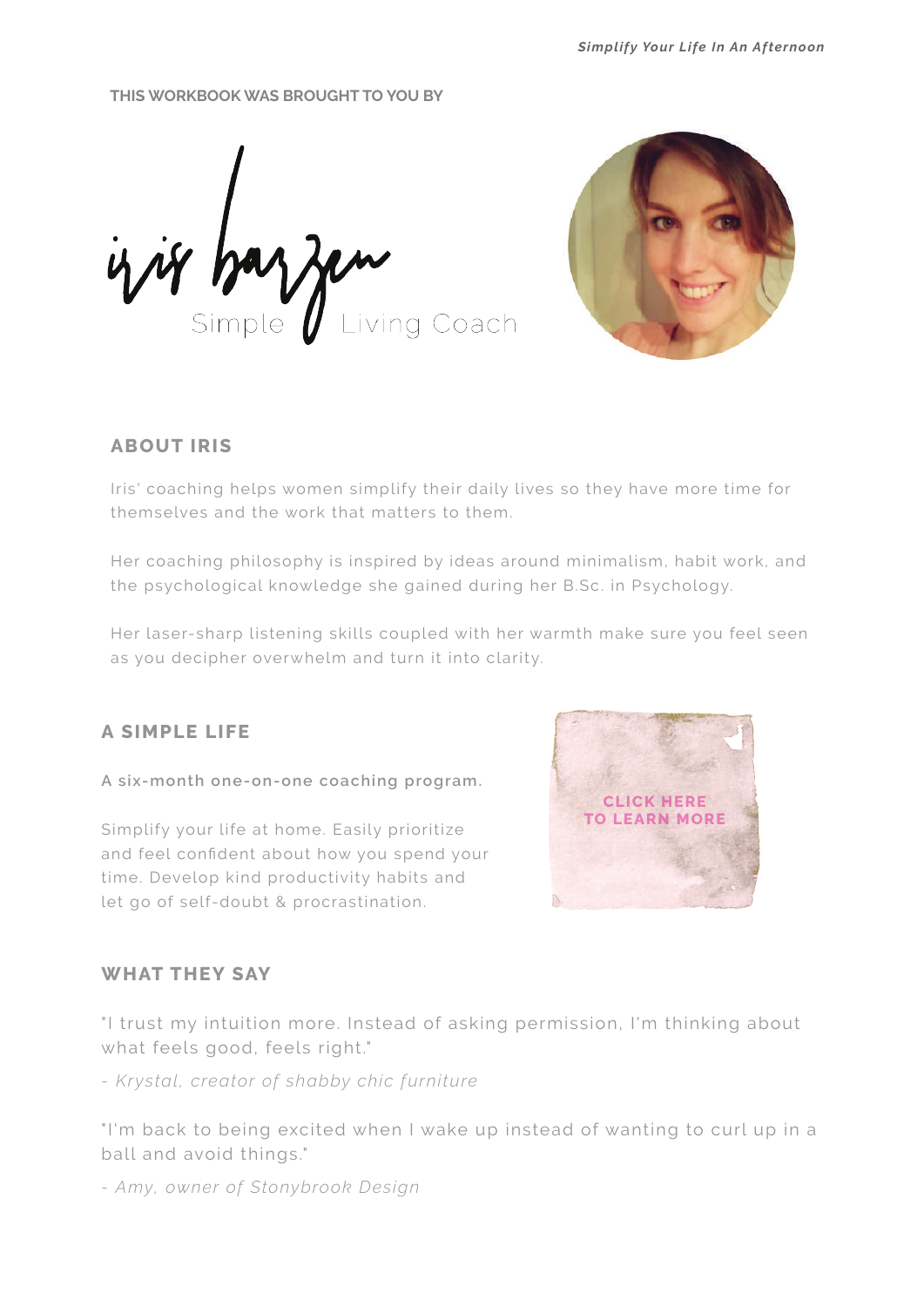THIS WORKBOOK WAS BROUGHT TO YOU BY

iris barzen

Simple Living Coach

## ABOUT IRIS

Iris' coaching helps women simplify their daily lives so they have more time for themselves and the work that matters to them.

Her coaching philosophy is inspired by ideas around minimalism, habit work, and the psychological knowledge she gained during her B.Sc. in Psychology.

Her laser-sharp listening skills coupled with her warmth make sure you feel seen as you decipher overwhelm and turn it into clarity.

## A SIMPLE LIFE

**A six-month one-on-one coaching program.**

Simplify your life at home. Easily prioritize and feel confident about how you spend your time. Develop kind productivity habits and let go of self-doubt & procrastination.

**CLICK HERE TO LEARN MORE**

## WHAT THEY SAY

"I trust my intuition more. Instead of asking permission, I'm thinking about what feels good, feels right."

*- Krystal, creator of shabby chic furniture*

"I'm back to being excited when I wake up instead of wanting to curl up in a ball and avoid things."

*- Amy, owner of Stonybrook Design*